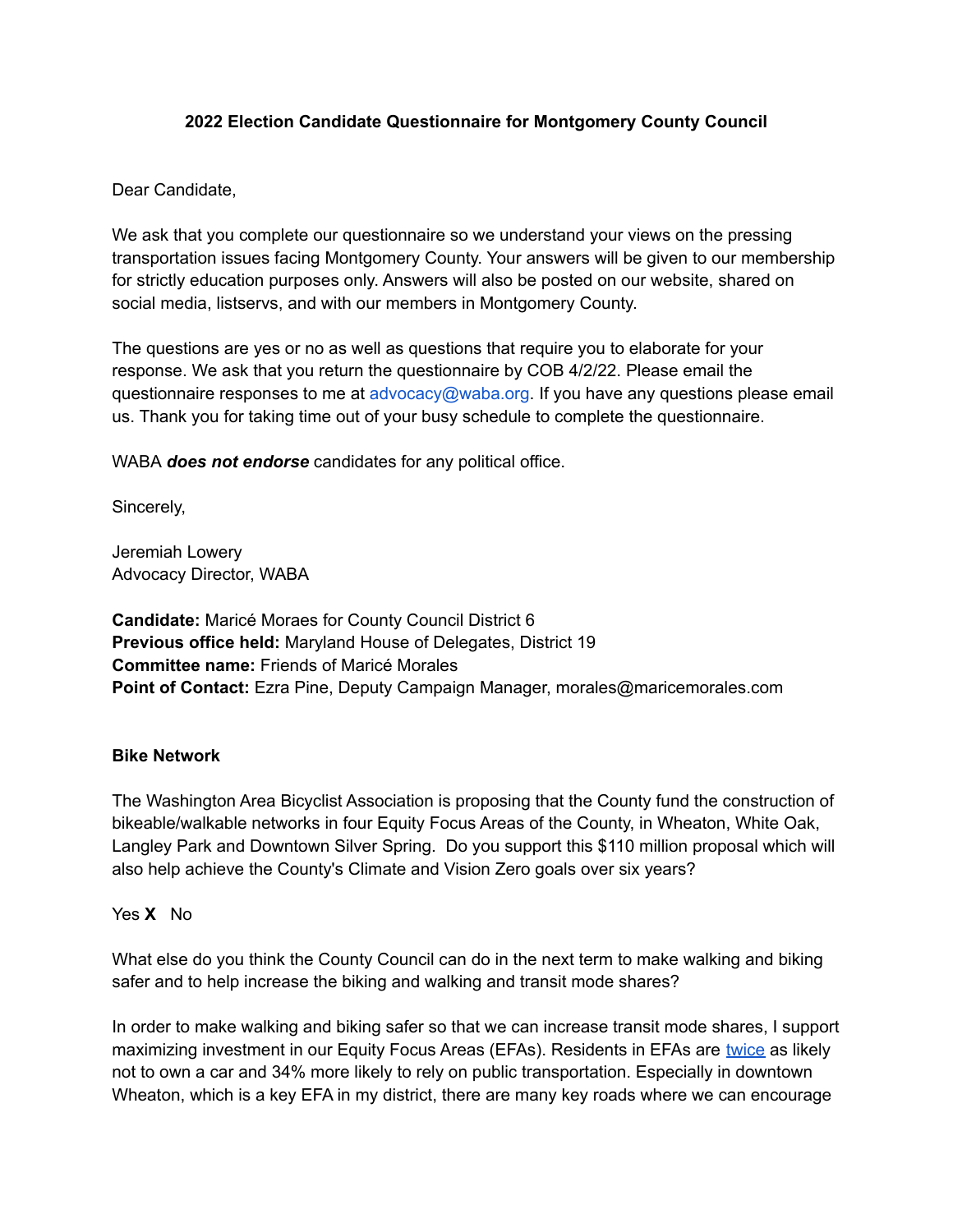**2022 Election Candidate Questionnaire for Montgomery County Council**

Dear Candidate,

We ask that you complete our questionnaire so we understand your views on the pressing transportation issues facing Montgomery County. Your answers will be given to our membership for strictly education purposes only. Answers will also be posted on our website, shared on social media, listservs, and with our members in Montgomery County.

The questions are yes or no as well as questions that require you to elaborate for your response. We ask that you return the questionnaire by COB 4/2/22. Please email the questionnaire responses to me at advocacy@waba.org. If you have any questions please email us. Thank you for taking time out of your busy schedule to complete the questionnaire.

WABA ***does not endorse*** candidates for any political office.

Sincerely,

Jeremiah Lowery
Advocacy Director, WABA

**Candidate:** Maricé Moraes for County Council District 6
**Previous office held:** Maryland House of Delegates, District 19
**Committee name:** Friends of Maricé Morales
**Point of Contact:** Ezra Pine, Deputy Campaign Manager, morales@maricemorales.com

**Bike Network**

The Washington Area Bicyclist Association is proposing that the County fund the construction of bikeable/walkable networks in four Equity Focus Areas of the County, in Wheaton, White Oak, Langley Park and Downtown Silver Spring. Do you support this $110 million proposal which will also help achieve the County's Climate and Vision Zero goals over six years?

Yes **X** No

What else do you think the County Council can do in the next term to make walking and biking safer and to help increase the biking and walking and transit mode shares?

In order to make walking and biking safer so that we can increase transit mode shares, I support maximizing investment in our Equity Focus Areas (EFAs). Residents in EFAs are twice as likely not to own a car and 34% more likely to rely on public transportation. Especially in downtown Wheaton, which is a key EFA in my district, there are many key roads where we can encourage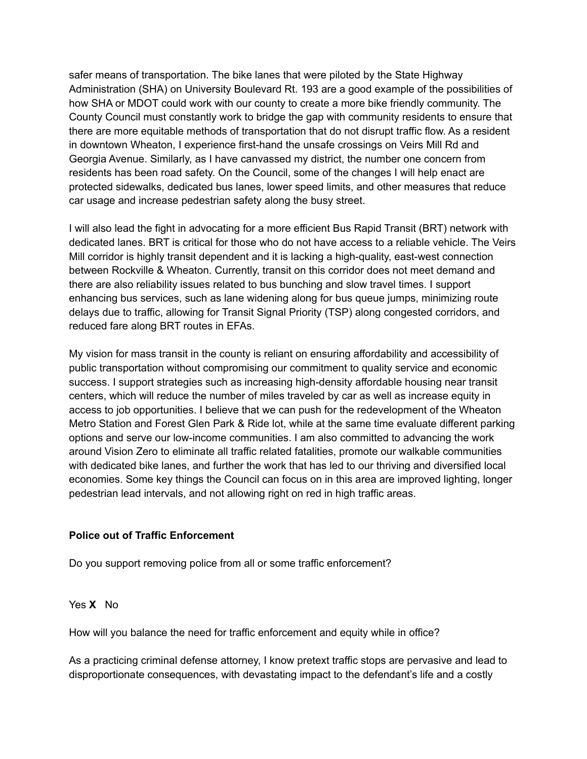safer means of transportation. The bike lanes that were piloted by the State Highway Administration (SHA) on University Boulevard Rt. 193 are a good example of the possibilities of how SHA or MDOT could work with our county to create a more bike friendly community. The County Council must constantly work to bridge the gap with community residents to ensure that there are more equitable methods of transportation that do not disrupt traffic flow. As a resident in downtown Wheaton, I experience first-hand the unsafe crossings on Veirs Mill Rd and Georgia Avenue. Similarly, as I have canvassed my district, the number one concern from residents has been road safety. On the Council, some of the changes I will help enact are protected sidewalks, dedicated bus lanes, lower speed limits, and other measures that reduce car usage and increase pedestrian safety along the busy street.

I will also lead the fight in advocating for a more efficient Bus Rapid Transit (BRT) network with dedicated lanes. BRT is critical for those who do not have access to a reliable vehicle. The Veirs Mill corridor is highly transit dependent and it is lacking a high-quality, east-west connection between Rockville & Wheaton. Currently, transit on this corridor does not meet demand and there are also reliability issues related to bus bunching and slow travel times. I support enhancing bus services, such as lane widening along for bus queue jumps, minimizing route delays due to traffic, allowing for Transit Signal Priority (TSP) along congested corridors, and reduced fare along BRT routes in EFAs.

My vision for mass transit in the county is reliant on ensuring affordability and accessibility of public transportation without compromising our commitment to quality service and economic success. I support strategies such as increasing high-density affordable housing near transit centers, which will reduce the number of miles traveled by car as well as increase equity in access to job opportunities. I believe that we can push for the redevelopment of the Wheaton Metro Station and Forest Glen Park & Ride lot, while at the same time evaluate different parking options and serve our low-income communities. I am also committed to advancing the work around Vision Zero to eliminate all traffic related fatalities, promote our walkable communities with dedicated bike lanes, and further the work that has led to our thriving and diversified local economies. Some key things the Council can focus on in this area are improved lighting, longer pedestrian lead intervals, and not allowing right on red in high traffic areas.

**Police out of Traffic Enforcement**

Do you support removing police from all or some traffic enforcement?

Yes **X** No

How will you balance the need for traffic enforcement and equity while in office?

As a practicing criminal defense attorney, I know pretext traffic stops are pervasive and lead to disproportionate consequences, with devastating impact to the defendant's life and a costly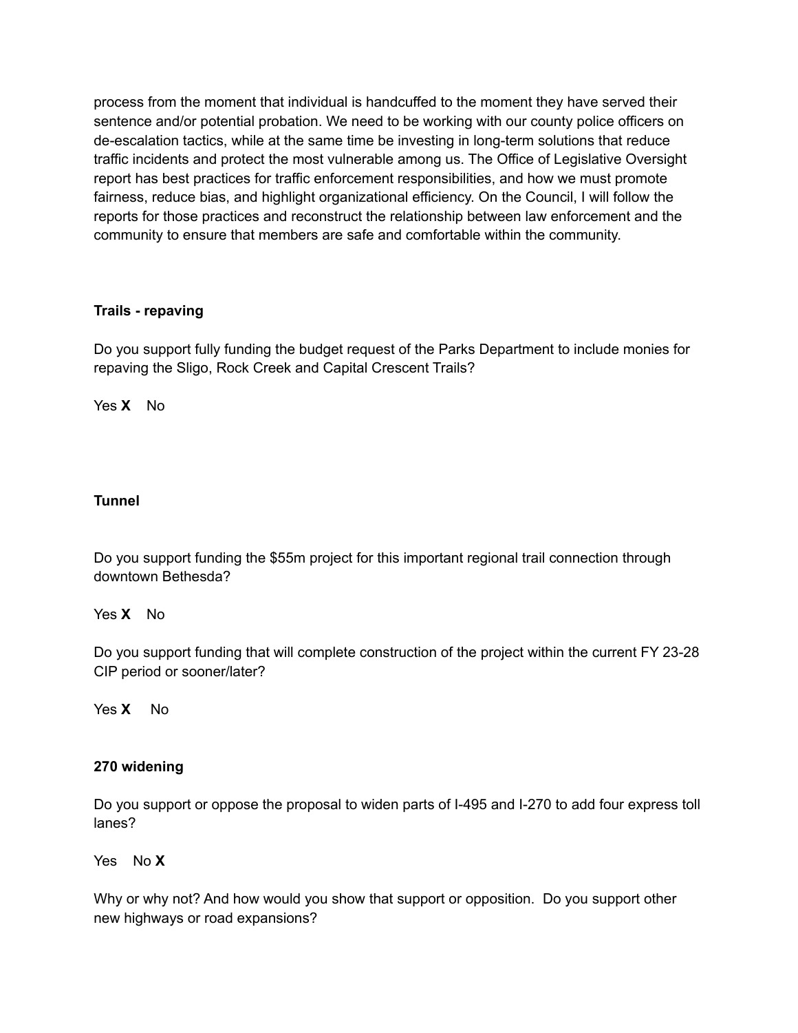process from the moment that individual is handcuffed to the moment they have served their sentence and/or potential probation. We need to be working with our county police officers on de-escalation tactics, while at the same time be investing in long-term solutions that reduce traffic incidents and protect the most vulnerable among us. The Office of Legislative Oversight report has best practices for traffic enforcement responsibilities, and how we must promote fairness, reduce bias, and highlight organizational efficiency. On the Council, I will follow the reports for those practices and reconstruct the relationship between law enforcement and the community to ensure that members are safe and comfortable within the community.

**Trails - repaving**

Do you support fully funding the budget request of the Parks Department to include monies for repaving the Sligo, Rock Creek and Capital Crescent Trails?

Yes **X** No

**Tunnel**

Do you support funding the $55m project for this important regional trail connection through downtown Bethesda?

Yes **X** No

Do you support funding that will complete construction of the project within the current FY 23-28 CIP period or sooner/later?

Yes **X** No

**270 widening**

Do you support or oppose the proposal to widen parts of I-495 and I-270 to add four express toll lanes?

Yes No **X**

Why or why not? And how would you show that support or opposition. Do you support other new highways or road expansions?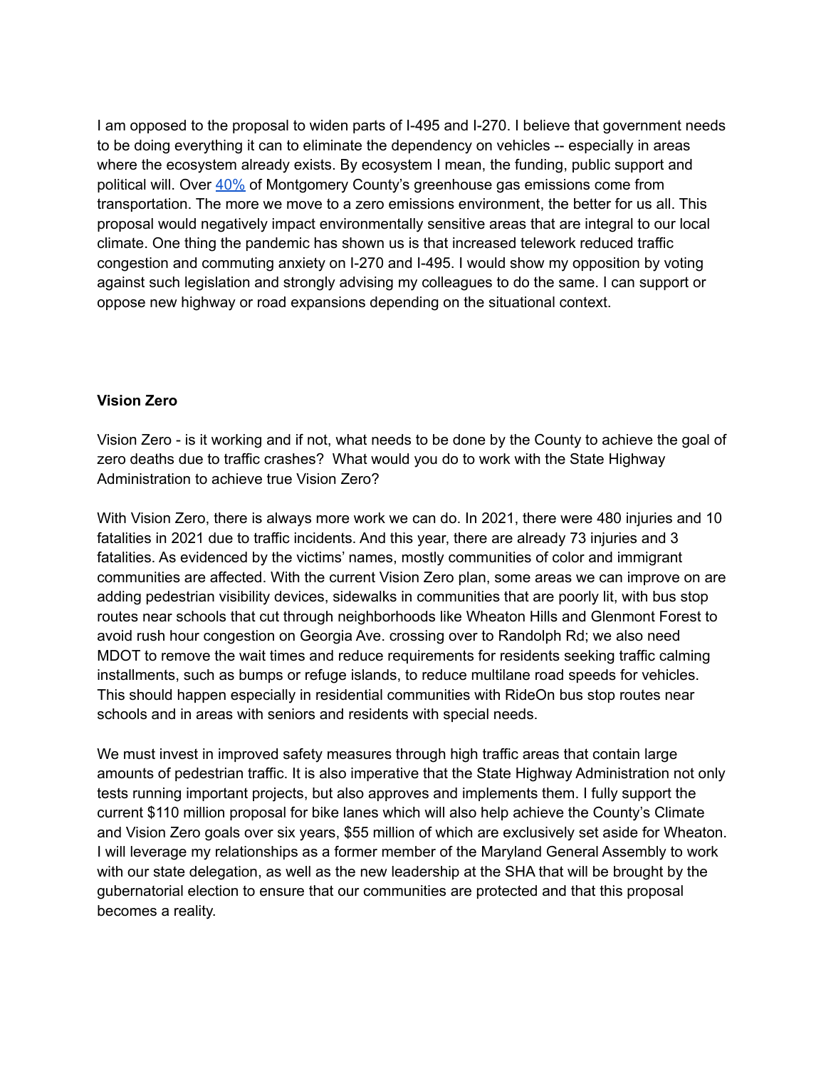I am opposed to the proposal to widen parts of I-495 and I-270. I believe that government needs to be doing everything it can to eliminate the dependency on vehicles -- especially in areas where the ecosystem already exists. By ecosystem I mean, the funding, public support and political will. Over 40% of Montgomery County's greenhouse gas emissions come from transportation. The more we move to a zero emissions environment, the better for us all. This proposal would negatively impact environmentally sensitive areas that are integral to our local climate. One thing the pandemic has shown us is that increased telework reduced traffic congestion and commuting anxiety on I-270 and I-495. I would show my opposition by voting against such legislation and strongly advising my colleagues to do the same. I can support or oppose new highway or road expansions depending on the situational context.

**Vision Zero**

Vision Zero - is it working and if not, what needs to be done by the County to achieve the goal of zero deaths due to traffic crashes? What would you do to work with the State Highway Administration to achieve true Vision Zero?

With Vision Zero, there is always more work we can do. In 2021, there were 480 injuries and 10 fatalities in 2021 due to traffic incidents. And this year, there are already 73 injuries and 3 fatalities. As evidenced by the victims' names, mostly communities of color and immigrant communities are affected. With the current Vision Zero plan, some areas we can improve on are adding pedestrian visibility devices, sidewalks in communities that are poorly lit, with bus stop routes near schools that cut through neighborhoods like Wheaton Hills and Glenmont Forest to avoid rush hour congestion on Georgia Ave. crossing over to Randolph Rd; we also need MDOT to remove the wait times and reduce requirements for residents seeking traffic calming installments, such as bumps or refuge islands, to reduce multilane road speeds for vehicles. This should happen especially in residential communities with RideOn bus stop routes near schools and in areas with seniors and residents with special needs.

We must invest in improved safety measures through high traffic areas that contain large amounts of pedestrian traffic. It is also imperative that the State Highway Administration not only tests running important projects, but also approves and implements them. I fully support the current $110 million proposal for bike lanes which will also help achieve the County's Climate and Vision Zero goals over six years, $55 million of which are exclusively set aside for Wheaton. I will leverage my relationships as a former member of the Maryland General Assembly to work with our state delegation, as well as the new leadership at the SHA that will be brought by the gubernatorial election to ensure that our communities are protected and that this proposal becomes a reality.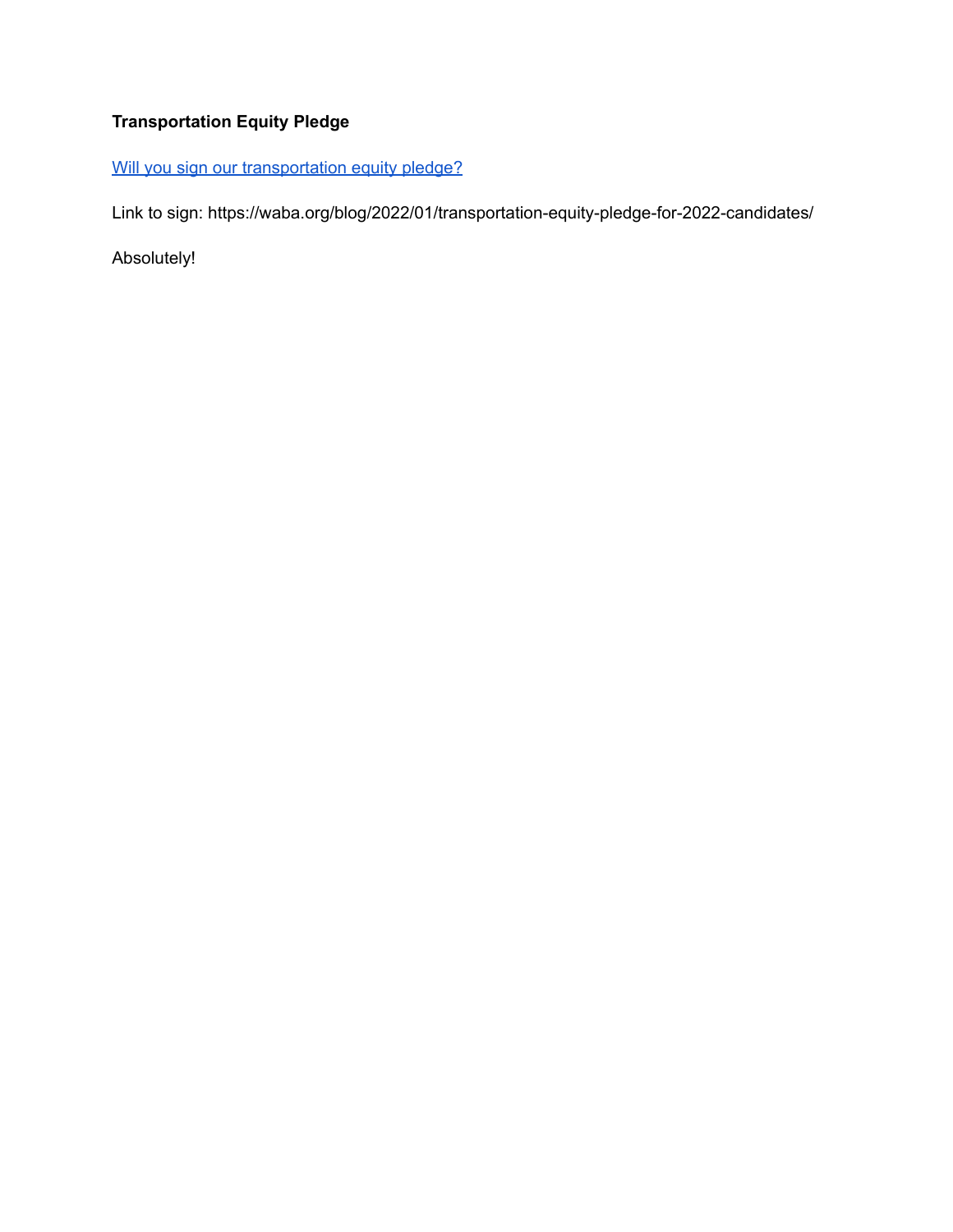**Transportation Equity Pledge**

Will you sign our transportation equity pledge?

Link to sign: https://waba.org/blog/2022/01/transportation-equity-pledge-for-2022-candidates/

Absolutely!